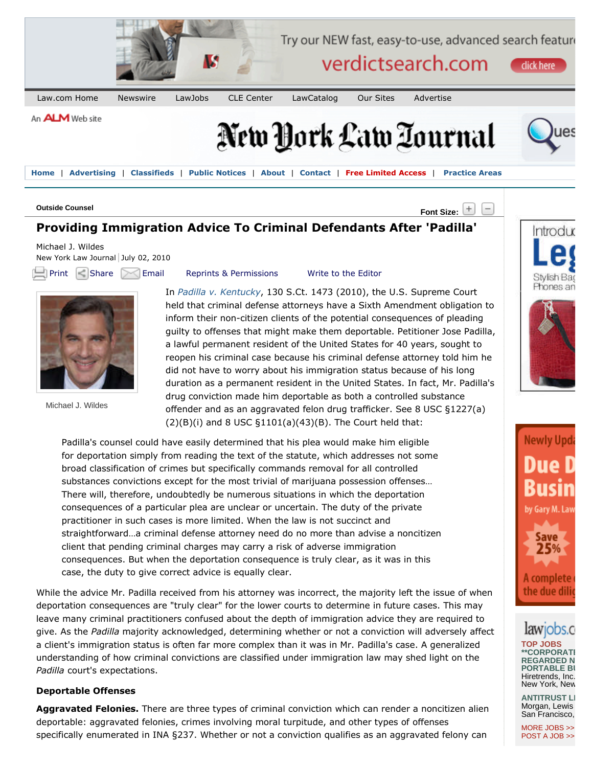Outside Counsel

# Providing Immigration Advice To Criminal Defendants After 'Padilla'

Michael J. Wildes
New York Law Journal | July 02, 2010

Michael J. Wildes

In *Padilla v. Kentucky*, 130 S.Ct. 1473 (2010), the U.S. Supreme Court held that criminal defense attorneys have a Sixth Amendment obligation to inform their non-citizen clients of the potential consequences of pleading guilty to offenses that might make them deportable. Petitioner Jose Padilla, a lawful permanent resident of the United States for 40 years, sought to reopen his criminal case because his criminal defense attorney told him he did not have to worry about his immigration status because of his long duration as a permanent resident in the United States. In fact, Mr. Padilla's drug conviction made him deportable as both a controlled substance offender and as an aggravated felon drug trafficker. See 8 USC §1227(a)(2)(B)(i) and 8 USC §1101(a)(43)(B). The Court held that:

> Padilla's counsel could have easily determined that his plea would make him eligible for deportation simply from reading the text of the statute, which addresses not some broad classification of crimes but specifically commands removal for all controlled substances convictions except for the most trivial of marijuana possession offenses… There will, therefore, undoubtedly be numerous situations in which the deportation consequences of a particular plea are unclear or uncertain. The duty of the private practitioner in such cases is more limited. When the law is not succinct and straightforward…a criminal defense attorney need do no more than advise a noncitizen client that pending criminal charges may carry a risk of adverse immigration consequences. But when the deportation consequence is truly clear, as it was in this case, the duty to give correct advice is equally clear.

While the advice Mr. Padilla received from his attorney was incorrect, the majority left the issue of when deportation consequences are "truly clear" for the lower courts to determine in future cases. This may leave many criminal practitioners confused about the depth of immigration advice they are required to give. As the *Padilla* majority acknowledged, determining whether or not a conviction will adversely affect a client's immigration status is often far more complex than it was in Mr. Padilla's case. A generalized understanding of how criminal convictions are classified under immigration law may shed light on the *Padilla* court's expectations.

**Deportable Offenses**

**Aggravated Felonies.** There are three types of criminal conviction which can render a noncitizen alien deportable: aggravated felonies, crimes involving moral turpitude, and other types of offenses specifically enumerated in INA §237. Whether or not a conviction qualifies as an aggravated felony can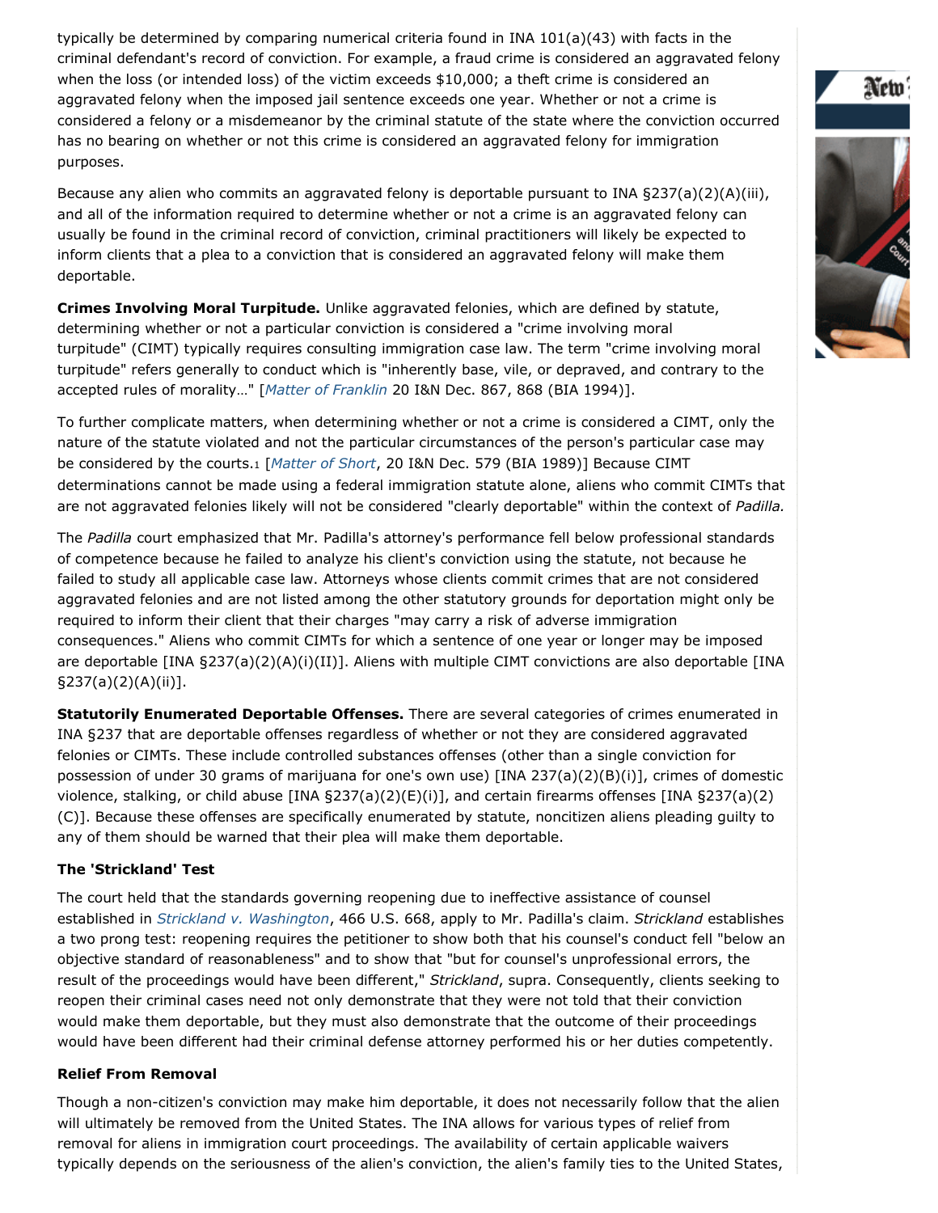typically be determined by comparing numerical criteria found in INA 101(a)(43) with facts in the criminal defendant's record of conviction. For example, a fraud crime is considered an aggravated felony when the loss (or intended loss) of the victim exceeds $10,000; a theft crime is considered an aggravated felony when the imposed jail sentence exceeds one year. Whether or not a crime is considered a felony or a misdemeanor by the criminal statute of the state where the conviction occurred has no bearing on whether or not this crime is considered an aggravated felony for immigration purposes.

Because any alien who commits an aggravated felony is deportable pursuant to INA §237(a)(2)(A)(iii), and all of the information required to determine whether or not a crime is an aggravated felony can usually be found in the criminal record of conviction, criminal practitioners will likely be expected to inform clients that a plea to a conviction that is considered an aggravated felony will make them deportable.

**Crimes Involving Moral Turpitude.** Unlike aggravated felonies, which are defined by statute, determining whether or not a particular conviction is considered a "crime involving moral turpitude" (CIMT) typically requires consulting immigration case law. The term "crime involving moral turpitude" refers generally to conduct which is "inherently base, vile, or depraved, and contrary to the accepted rules of morality…" [*Matter of Franklin* 20 I&N Dec. 867, 868 (BIA 1994)].

To further complicate matters, when determining whether or not a crime is considered a CIMT, only the nature of the statute violated and not the particular circumstances of the person's particular case may be considered by the courts.[1] [*Matter of Short*, 20 I&N Dec. 579 (BIA 1989)] Because CIMT determinations cannot be made using a federal immigration statute alone, aliens who commit CIMTs that are not aggravated felonies likely will not be considered "clearly deportable" within the context of *Padilla.*

The *Padilla* court emphasized that Mr. Padilla's attorney's performance fell below professional standards of competence because he failed to analyze his client's conviction using the statute, not because he failed to study all applicable case law. Attorneys whose clients commit crimes that are not considered aggravated felonies and are not listed among the other statutory grounds for deportation might only be required to inform their client that their charges "may carry a risk of adverse immigration consequences." Aliens who commit CIMTs for which a sentence of one year or longer may be imposed are deportable [INA §237(a)(2)(A)(i)(II)]. Aliens with multiple CIMT convictions are also deportable [INA §237(a)(2)(A)(ii)].

**Statutorily Enumerated Deportable Offenses.** There are several categories of crimes enumerated in INA §237 that are deportable offenses regardless of whether or not they are considered aggravated felonies or CIMTs. These include controlled substances offenses (other than a single conviction for possession of under 30 grams of marijuana for one's own use) [INA 237(a)(2)(B)(i)], crimes of domestic violence, stalking, or child abuse [INA §237(a)(2)(E)(i)], and certain firearms offenses [INA §237(a)(2)(C)]. Because these offenses are specifically enumerated by statute, noncitizen aliens pleading guilty to any of them should be warned that their plea will make them deportable.

### The 'Strickland' Test

The court held that the standards governing reopening due to ineffective assistance of counsel established in *Strickland v. Washington*, 466 U.S. 668, apply to Mr. Padilla's claim. *Strickland* establishes a two prong test: reopening requires the petitioner to show both that his counsel's conduct fell "below an objective standard of reasonableness" and to show that "but for counsel's unprofessional errors, the result of the proceedings would have been different," *Strickland*, supra. Consequently, clients seeking to reopen their criminal cases need not only demonstrate that they were not told that their conviction would make them deportable, but they must also demonstrate that the outcome of their proceedings would have been different had their criminal defense attorney performed his or her duties competently.

### Relief From Removal

Though a non-citizen's conviction may make him deportable, it does not necessarily follow that the alien will ultimately be removed from the United States. The INA allows for various types of relief from removal for aliens in immigration court proceedings. The availability of certain applicable waivers typically depends on the seriousness of the alien's conviction, the alien's family ties to the United States,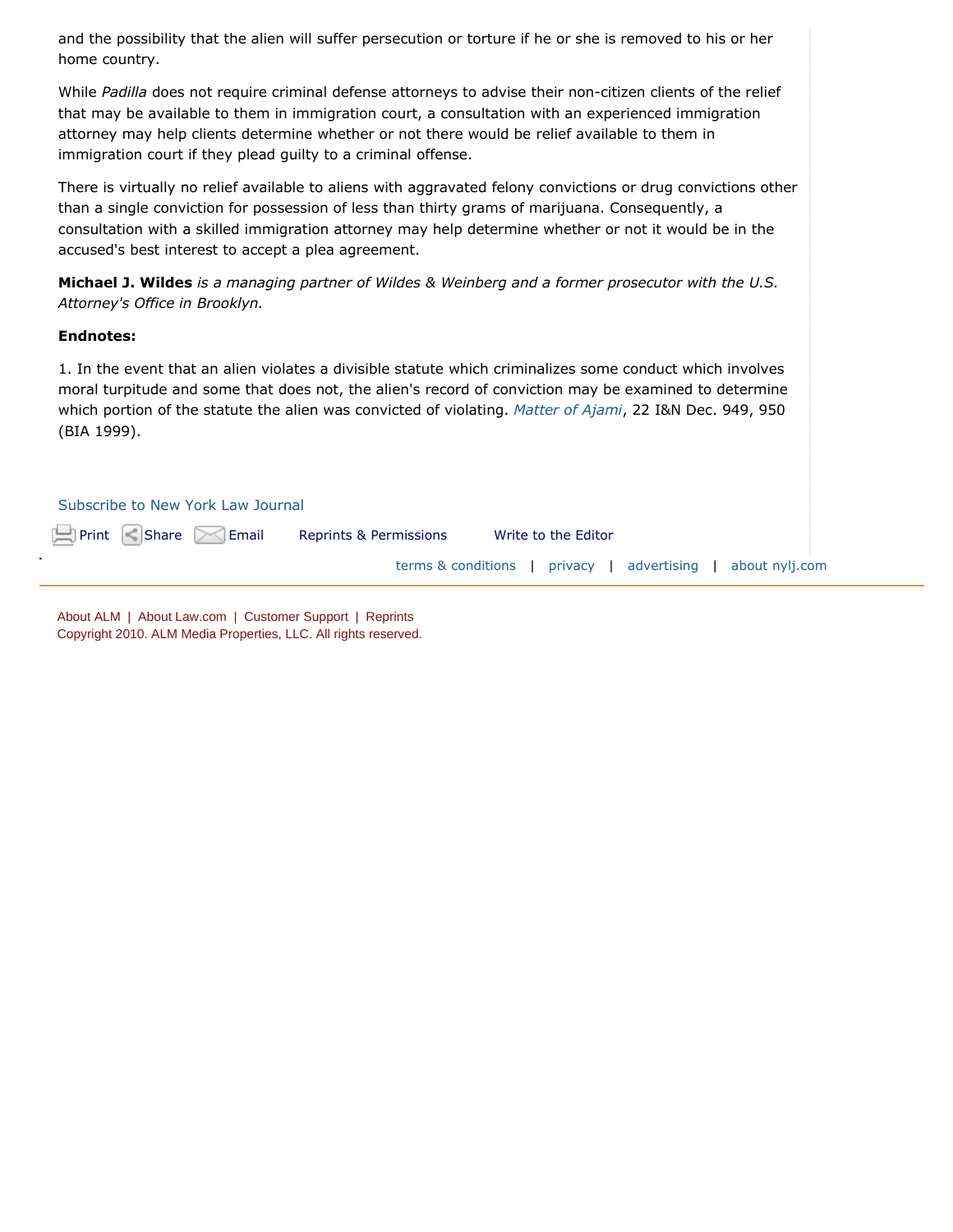and the possibility that the alien will suffer persecution or torture if he or she is removed to his or her home country.

While *Padilla* does not require criminal defense attorneys to advise their non-citizen clients of the relief that may be available to them in immigration court, a consultation with an experienced immigration attorney may help clients determine whether or not there would be relief available to them in immigration court if they plead guilty to a criminal offense.

There is virtually no relief available to aliens with aggravated felony convictions or drug convictions other than a single conviction for possession of less than thirty grams of marijuana. Consequently, a consultation with a skilled immigration attorney may help determine whether or not it would be in the accused's best interest to accept a plea agreement.

**Michael J. Wildes** *is a managing partner of Wildes & Weinberg and a former prosecutor with the U.S. Attorney's Office in Brooklyn.*

**Endnotes:**

1. In the event that an alien violates a divisible statute which criminalizes some conduct which involves moral turpitude and some that does not, the alien's record of conviction may be examined to determine which portion of the statute the alien was convicted of violating. *Matter of Ajami*, 22 I&N Dec. 949, 950 (BIA 1999).

Subscribe to New York Law Journal

Print Share Email Reprints & Permissions Write to the Editor

terms & conditions | privacy | advertising | about nylj.com

About ALM | About Law.com | Customer Support | Reprints
Copyright 2010. ALM Media Properties, LLC. All rights reserved.